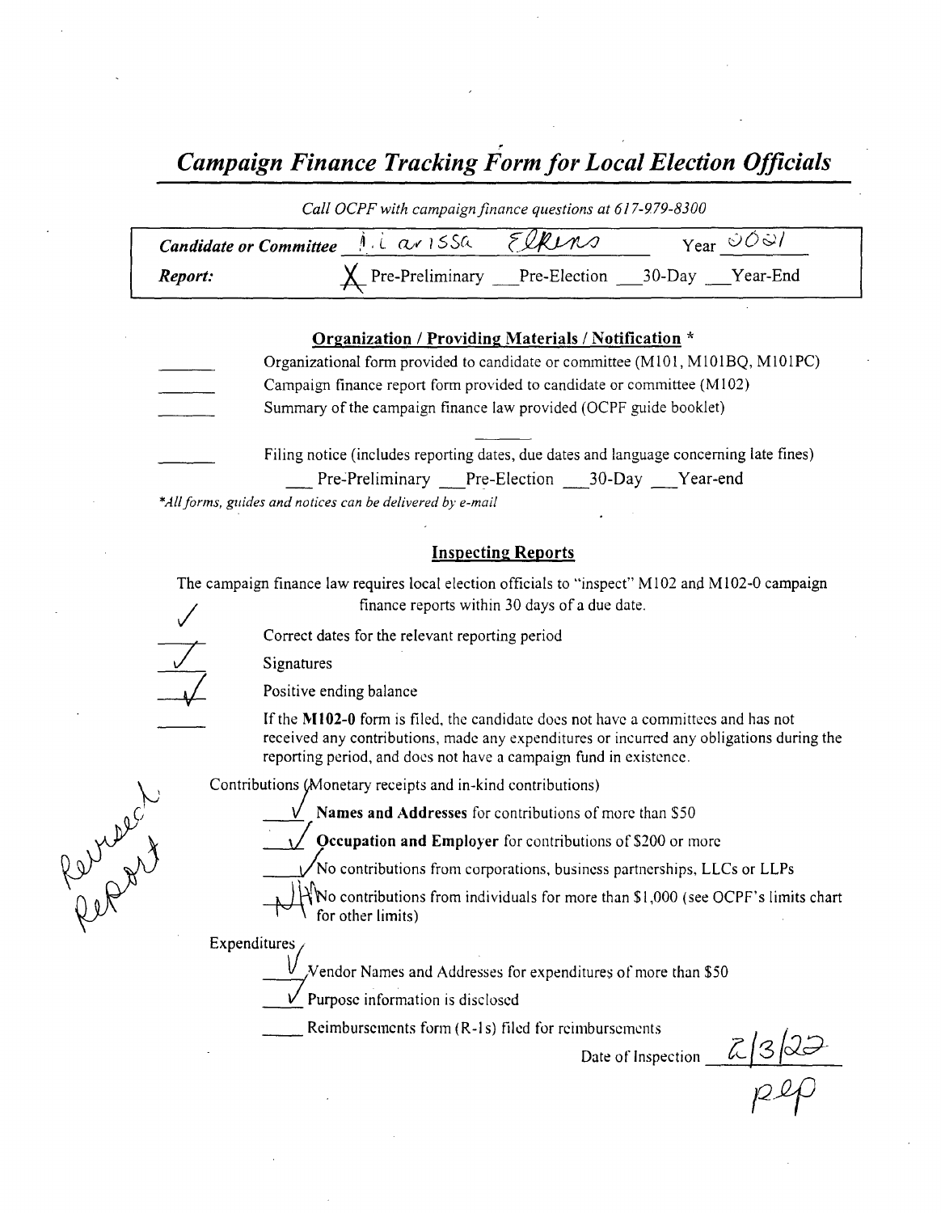# *Campaign Finance Tracking Form for Local Election Officials*

*Call OCPF with campaign finance questions at 617-979-8300*

| | | |
|---|---|---|
| **Candidate or Committee** | Larissa Elkins | Year 2021 |
| **Report:** | X Pre-Preliminary ___ Pre-Election ___ 30-Day ___ Year-End | |

### Organization / Providing Materials / Notification *

_____ Organizational form provided to candidate or committee (M101, M101BQ, M101PC)

_____ Campaign finance report form provided to candidate or committee (M102)

_____ Summary of the campaign finance law provided (OCPF guide booklet)

_____ Filing notice (includes reporting dates, due dates and language concerning late fines)

___ Pre-Preliminary ___ Pre-Election ___ 30-Day ___ Year-end

*\*All forms, guides and notices can be delivered by e-mail*

### Inspecting Reports

The campaign finance law requires local election officials to "inspect" M102 and M102-0 campaign finance reports within 30 days of a due date.

✓ Correct dates for the relevant reporting period

✓ Signatures

✓ Positive ending balance

_____ If the **M102-0** form is filed, the candidate does not have a committees and has not received any contributions, made any expenditures or incurred any obligations during the reporting period, and does not have a campaign fund in existence.

Revised Report

Contributions (Monetary receipts and in-kind contributions)

✓ **Names and Addresses** for contributions of more than $50

✓ **Occupation and Employer** for contributions of $200 or more

✓ No contributions from corporations, business partnerships, LLCs or LLPs

NH No contributions from individuals for more than $1,000 (see OCPF's limits chart for other limits)

Expenditures

✓ Vendor Names and Addresses for expenditures of more than $50

✓ Purpose information is disclosed

_____ Reimbursements form (R-1s) filed for reimbursements

Date of Inspection 2/3/22

PEP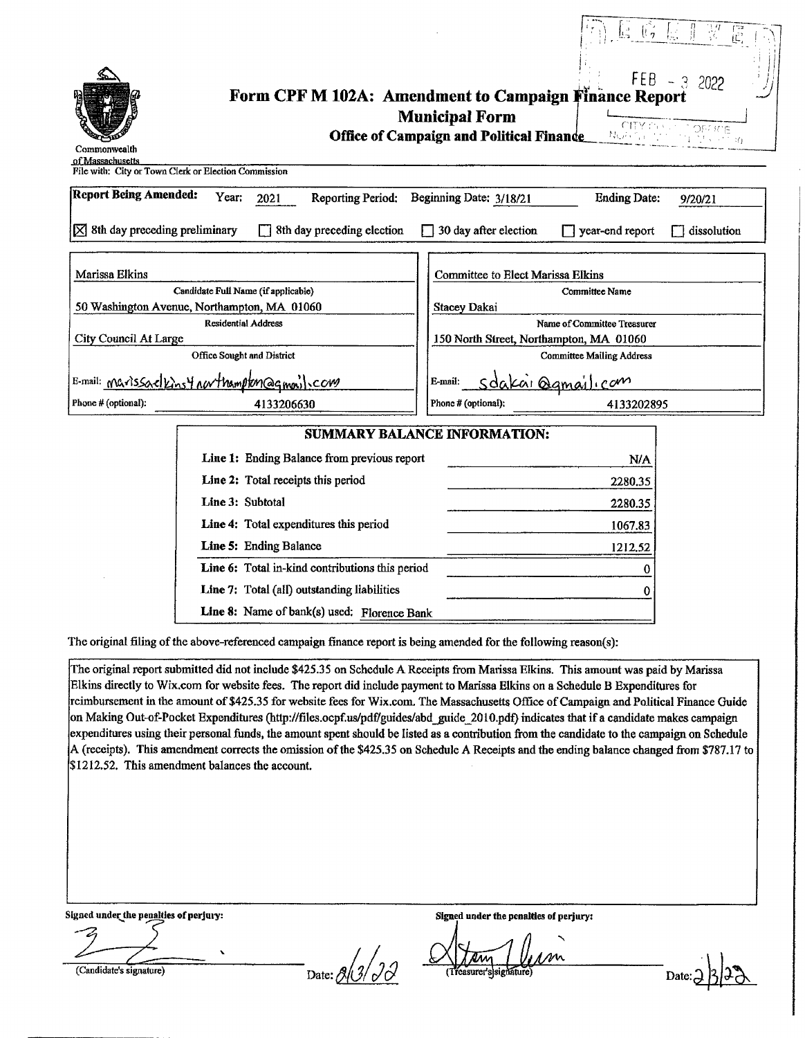Commonwealth of Massachusetts

RECEIVED FEB - 3 2022 CITY CLERK'S OFFICE

# Form CPF M 102A: Amendment to Campaign Finance Report

## Municipal Form

### Office of Campaign and Political Finance

File with: City or Town Clerk or Election Commission

**Report Being Amended:** Year: 2021 Reporting Period: Beginning Date: 3/18/21 Ending Date: 9/20/21

[X] 8th day preceding preliminary [ ] 8th day preceding election [ ] 30 day after election [ ] year-end report [ ] dissolution

| | |
|---|---|
| Marissa Elkins | Committee to Elect Marissa Elkins |
| Candidate Full Name (if applicable) | Committee Name |
| 50 Washington Avenue, Northampton, MA 01060 | Stacey Dakai |
| Residential Address | Name of Committee Treasurer |
| City Council At Large | 150 North Street, Northampton, MA 01060 |
| Office Sought and District | Committee Mailing Address |
| E-mail: marissaelkins4northampton@gmail.com | E-mail: sdakai@gmail.com |
| Phone # (optional): 4133206630 | Phone # (optional): 4133202895 |

**SUMMARY BALANCE INFORMATION:**

| | |
|---|---|
| **Line 1:** Ending Balance from previous report | N/A |
| **Line 2:** Total receipts this period | 2280.35 |
| **Line 3:** Subtotal | 2280.35 |
| **Line 4:** Total expenditures this period | 1067.83 |
| **Line 5:** Ending Balance | 1212.52 |
| **Line 6:** Total in-kind contributions this period | 0 |
| **Line 7:** Total (all) outstanding liabilities | 0 |
| **Line 8:** Name of bank(s) used: Florence Bank | |

The original filing of the above-referenced campaign finance report is being amended for the following reason(s):

The original report submitted did not include $425.35 on Schedule A Receipts from Marissa Elkins. This amount was paid by Marissa Elkins directly to Wix.com for website fees. The report did include payment to Marissa Elkins on a Schedule B Expenditures for reimbursement in the amount of $425.35 for website fees for Wix.com. The Massachusetts Office of Campaign and Political Finance Guide on Making Out-of-Pocket Expenditures (http://files.ocpf.us/pdf/guides/abd_guide_2010.pdf) indicates that if a candidate makes campaign expenditures using their personal funds, the amount spent should be listed as a contribution from the candidate to the campaign on Schedule A (receipts). This amendment corrects the omission of the $425.35 on Schedule A Receipts and the ending balance changed from $787.17 to $1212.52. This amendment balances the account.

Signed under the penalties of perjury:

(Candidate's signature) Date: 2/3/22

Signed under the penalties of perjury:

(Treasurer's signature) Date: 2/3/22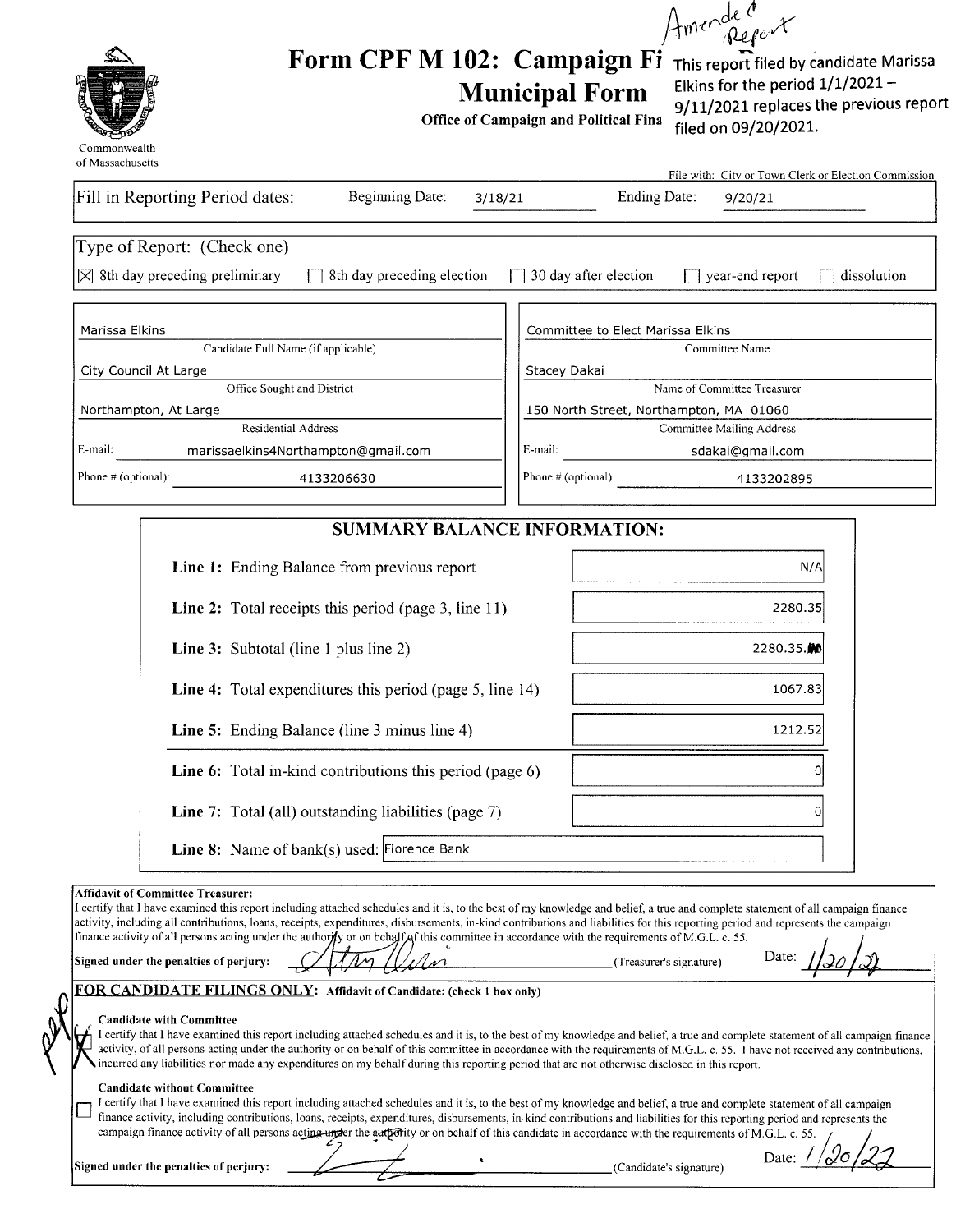Amended Report

# Form CPF M 102: Campaign Finance Report Municipal Form

This report filed by candidate Marissa Elkins for the period 1/1/2021 – 9/11/2021 replaces the previous report filed on 09/20/2021.

**Office of Campaign and Political Finance**

Commonwealth of Massachusetts

File with: City or Town Clerk or Election Commission

Fill in Reporting Period dates: Beginning Date: 3/18/21 Ending Date: 9/20/21

Type of Report: (Check one)

☒ 8th day preceding preliminary ☐ 8th day preceding election ☐ 30 day after election ☐ year-end report ☐ dissolution

| | |
|---|---|
| Marissa Elkins | Committee to Elect Marissa Elkins |
| Candidate Full Name (if applicable) | Committee Name |
| City Council At Large | Stacey Dakai |
| Office Sought and District | Name of Committee Treasurer |
| Northampton, At Large | 150 North Street, Northampton, MA 01060 |
| Residential Address | Committee Mailing Address |
| E-mail: marissaelkins4Northampton@gmail.com | E-mail: sdakai@gmail.com |
| Phone # (optional): 4133206630 | Phone # (optional): 4133202895 |

## SUMMARY BALANCE INFORMATION:

| | |
|---|---|
| **Line 1:** Ending Balance from previous report | N/A |
| **Line 2:** Total receipts this period (page 3, line 11) | 2280.35 |
| **Line 3:** Subtotal (line 1 plus line 2) | 2280.35 |
| **Line 4:** Total expenditures this period (page 5, line 14) | 1067.83 |
| **Line 5:** Ending Balance (line 3 minus line 4) | 1212.52 |
| **Line 6:** Total in-kind contributions this period (page 6) | 0 |
| **Line 7:** Total (all) outstanding liabilities (page 7) | 0 |
| **Line 8:** Name of bank(s) used: | Florence Bank |

**Affidavit of Committee Treasurer:**
I certify that I have examined this report including attached schedules and it is, to the best of my knowledge and belief, a true and complete statement of all campaign finance activity, including all contributions, loans, receipts, expenditures, disbursements, in-kind contributions and liabilities for this reporting period and represents the campaign finance activity of all persons acting under the authority or on behalf of this committee in accordance with the requirements of M.G.L. c. 55.

**Signed under the penalties of perjury:** [signature] (Treasurer's signature) Date: 1/20/22

**FOR CANDIDATE FILINGS ONLY: Affidavit of Candidate: (check 1 box only)**

☒ **Candidate with Committee**
I certify that I have examined this report including attached schedules and it is, to the best of my knowledge and belief, a true and complete statement of all campaign finance activity, of all persons acting under the authority or on behalf of this committee in accordance with the requirements of M.G.L. c. 55. I have not received any contributions, incurred any liabilities nor made any expenditures on my behalf during this reporting period that are not otherwise disclosed in this report.

☐ **Candidate without Committee**
I certify that I have examined this report including attached schedules and it is, to the best of my knowledge and belief, a true and complete statement of all campaign finance activity, including contributions, loans, receipts, expenditures, disbursements, in-kind contributions and liabilities for this reporting period and represents the campaign finance activity of all persons acting under the authority or on behalf of this candidate in accordance with the requirements of M.G.L. c. 55.

**Signed under the penalties of perjury:** [signature] (Candidate's signature) Date: 1/20/22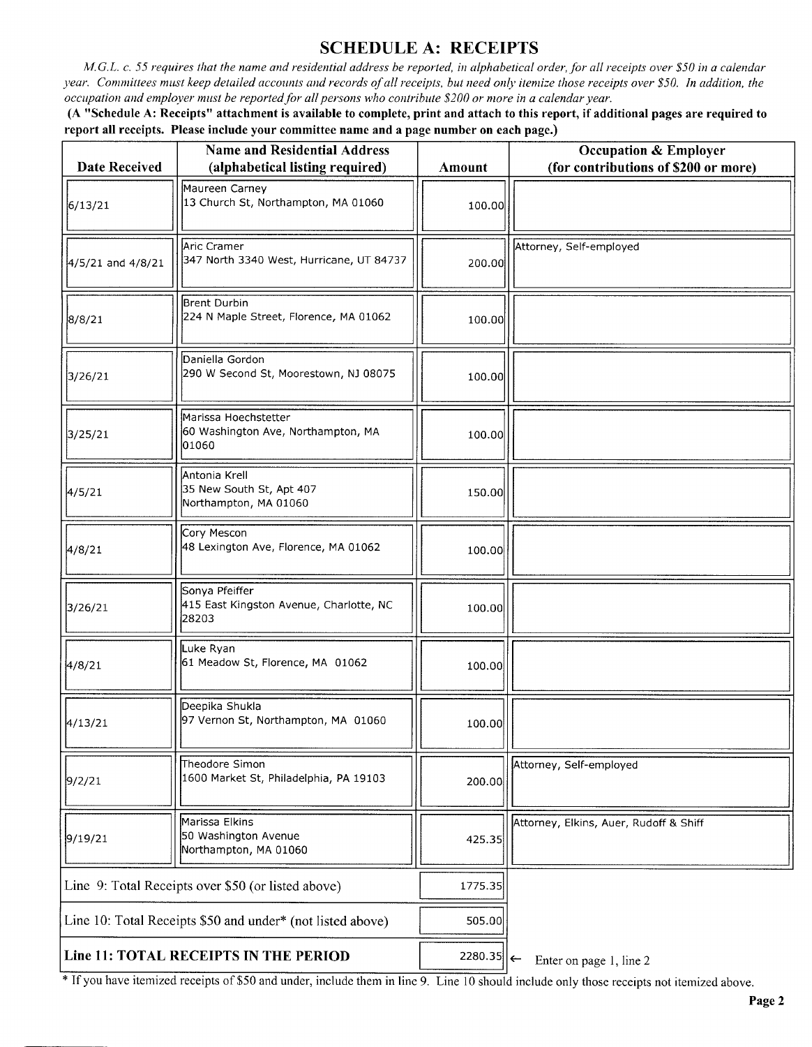## SCHEDULE A: RECEIPTS

*M.G.L. c. 55 requires that the name and residential address be reported, in alphabetical order, for all receipts over $50 in a calendar year. Committees must keep detailed accounts and records of all receipts, but need only itemize those receipts over $50. In addition, the occupation and employer must be reported for all persons who contribute $200 or more in a calendar year.*

**(A "Schedule A: Receipts" attachment is available to complete, print and attach to this report, if additional pages are required to report all receipts. Please include your committee name and a page number on each page.)**

| Date Received | Name and Residential Address (alphabetical listing required) | Amount | Occupation & Employer (for contributions of $200 or more) |
|---|---|---|---|
| 6/13/21 | Maureen Carney<br>13 Church St, Northampton, MA 01060 | 100.00 | |
| 4/5/21 and 4/8/21 | Aric Cramer<br>347 North 3340 West, Hurricane, UT 84737 | 200.00 | Attorney, Self-employed |
| 8/8/21 | Brent Durbin<br>224 N Maple Street, Florence, MA 01062 | 100.00 | |
| 3/26/21 | Daniella Gordon<br>290 W Second St, Moorestown, NJ 08075 | 100.00 | |
| 3/25/21 | Marissa Hoechstetter<br>60 Washington Ave, Northampton, MA 01060 | 100.00 | |
| 4/5/21 | Antonia Krell<br>35 New South St, Apt 407<br>Northampton, MA 01060 | 150.00 | |
| 4/8/21 | Cory Mescon<br>48 Lexington Ave, Florence, MA 01062 | 100.00 | |
| 3/26/21 | Sonya Pfeiffer<br>415 East Kingston Avenue, Charlotte, NC 28203 | 100.00 | |
| 4/8/21 | Luke Ryan<br>61 Meadow St, Florence, MA 01062 | 100.00 | |
| 4/13/21 | Deepika Shukla<br>97 Vernon St, Northampton, MA 01060 | 100.00 | |
| 9/2/21 | Theodore Simon<br>1600 Market St, Philadelphia, PA 19103 | 200.00 | Attorney, Self-employed |
| 9/19/21 | Marissa Elkins<br>50 Washington Avenue<br>Northampton, MA 01060 | 425.35 | Attorney, Elkins, Auer, Rudoff & Shiff |
| Line 9: Total Receipts over $50 (or listed above) | | 1775.35 | |
| Line 10: Total Receipts $50 and under* (not listed above) | | 505.00 | |
| **Line 11: TOTAL RECEIPTS IN THE PERIOD** | | 2280.35 | ← Enter on page 1, line 2 |

* If you have itemized receipts of $50 and under, include them in line 9. Line 10 should include only those receipts not itemized above.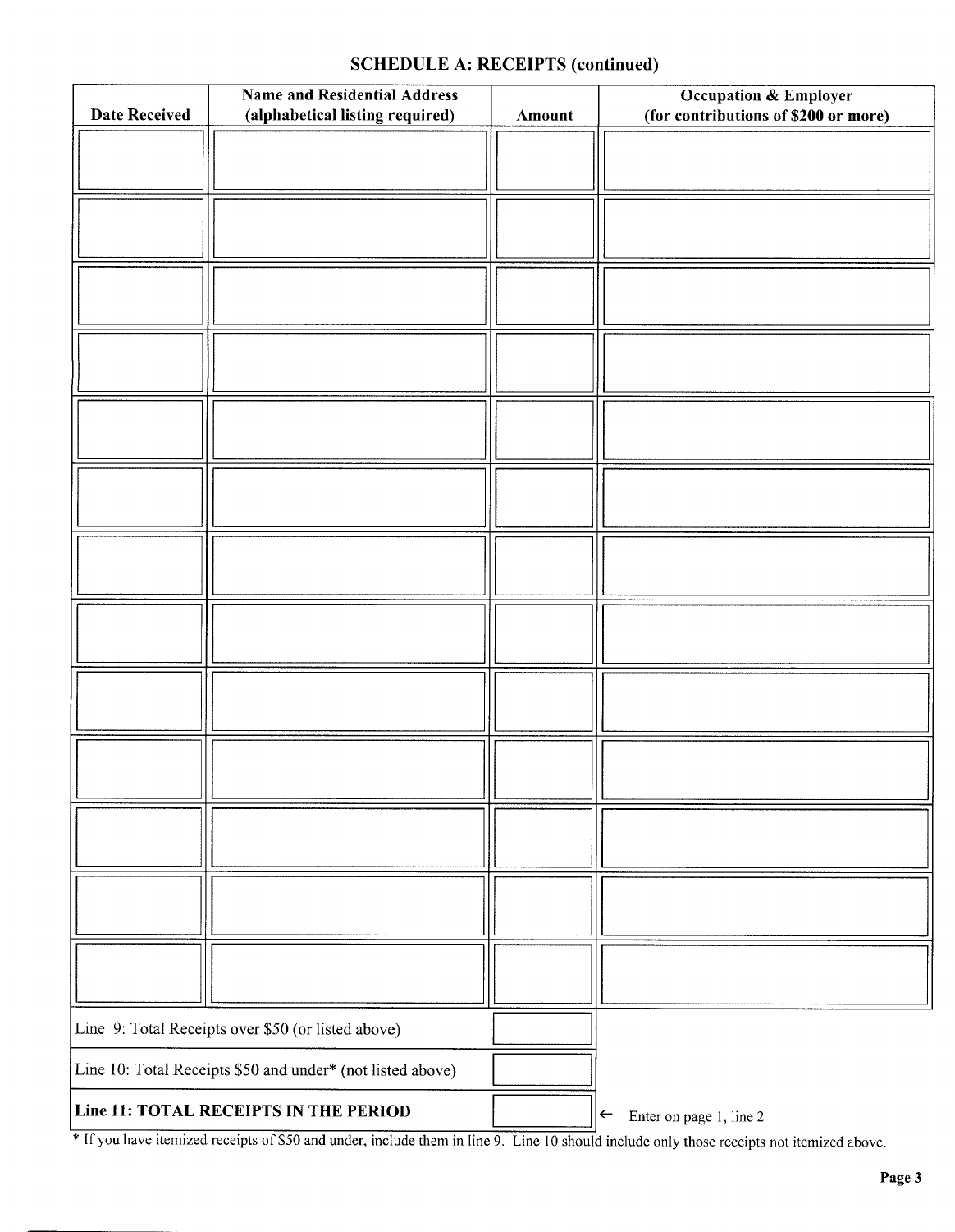## SCHEDULE A: RECEIPTS (continued)

| Date Received | Name and Residential Address (alphabetical listing required) | Amount | Occupation & Employer (for contributions of $200 or more) |
|---|---|---|---|
| | | | |
| | | | |
| | | | |
| | | | |
| | | | |
| | | | |
| | | | |
| | | | |
| | | | |
| | | | |
| | | | |
| | | | |
| | | | |

| | | |
|---|---|---|
| Line 9: Total Receipts over $50 (or listed above) | | |
| Line 10: Total Receipts $50 and under* (not listed above) | | |
| **Line 11: TOTAL RECEIPTS IN THE PERIOD** | | ← Enter on page 1, line 2 |

* If you have itemized receipts of $50 and under, include them in line 9. Line 10 should include only those receipts not itemized above.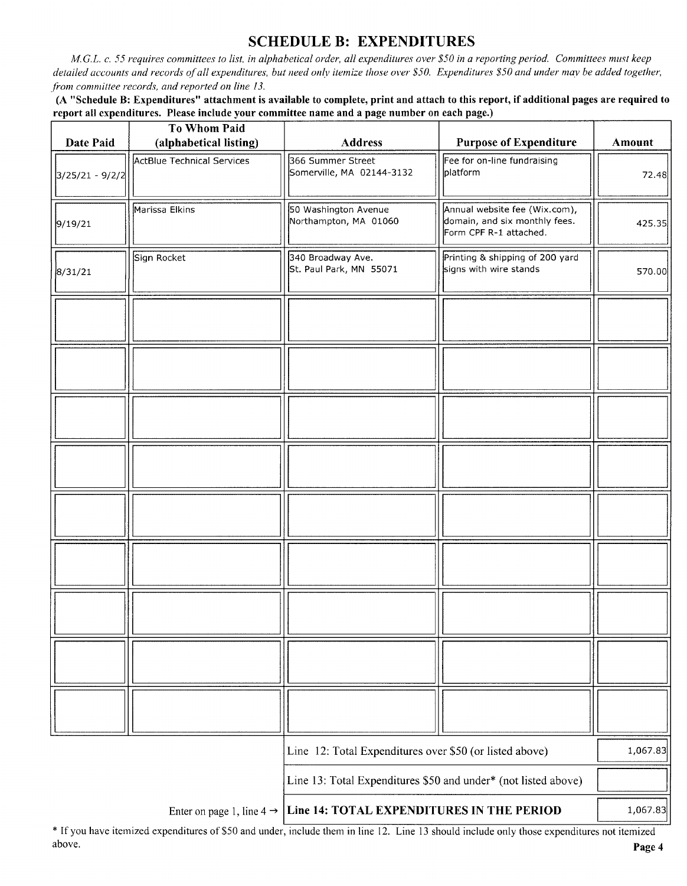# SCHEDULE B: EXPENDITURES

*M.G.L. c. 55 requires committees to list, in alphabetical order, all expenditures over $50 in a reporting period. Committees must keep detailed accounts and records of all expenditures, but need only itemize those over $50. Expenditures $50 and under may be added together, from committee records, and reported on line 13.*

**(A "Schedule B: Expenditures" attachment is available to complete, print and attach to this report, if additional pages are required to report all expenditures. Please include your committee name and a page number on each page.)**

| Date Paid | To Whom Paid (alphabetical listing) | Address | Purpose of Expenditure | Amount |
|---|---|---|---|---|
| 3/25/21 - 9/2/2 | ActBlue Technical Services | 366 Summer Street Somerville, MA 02144-3132 | Fee for on-line fundraising platform | 72.48 |
| 9/19/21 | Marissa Elkins | 50 Washington Avenue Northampton, MA 01060 | Annual website fee (Wix.com), domain, and six monthly fees. Form CPF R-1 attached. | 425.35 |
| 8/31/21 | Sign Rocket | 340 Broadway Ave. St. Paul Park, MN 55071 | Printing & shipping of 200 yard signs with wire stands | 570.00 |
| | | | | |
| | | | | |
| | | | | |
| | | | | |
| | | | | |
| | | | | |
| | | | | |
| | | | | |
| | | | | |

| | | |
|---|---|---|
| | Line 12: Total Expenditures over $50 (or listed above) | 1,067.83 |
| | Line 13: Total Expenditures $50 and under* (not listed above) | |
| Enter on page 1, line 4 → | **Line 14: TOTAL EXPENDITURES IN THE PERIOD** | 1,067.83 |

* If you have itemized expenditures of $50 and under, include them in line 12. Line 13 should include only those expenditures not itemized above.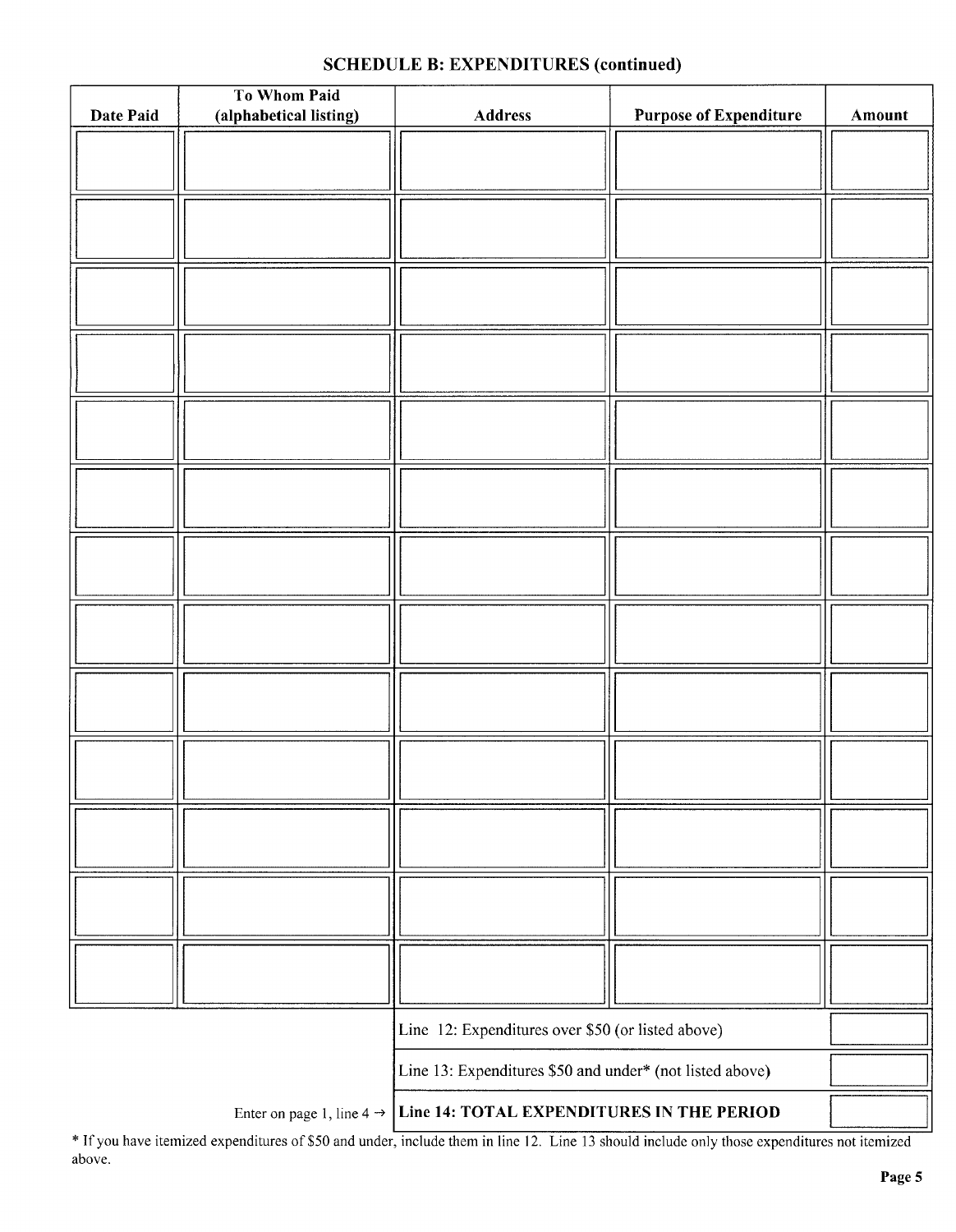## SCHEDULE B: EXPENDITURES (continued)

| Date Paid | To Whom Paid (alphabetical listing) | Address | Purpose of Expenditure | Amount |
|---|---|---|---|---|
| | | | | |
| | | | | |
| | | | | |
| | | | | |
| | | | | |
| | | | | |
| | | | | |
| | | | | |
| | | | | |
| | | | | |
| | | | | |
| | | | | |
| | | | | |

| | |
|---|---|
| Line 12: Expenditures over $50 (or listed above) | |
| Line 13: Expenditures $50 and under* (not listed above) | |
| Enter on page 1, line 4 → **Line 14: TOTAL EXPENDITURES IN THE PERIOD** | |

* If you have itemized expenditures of $50 and under, include them in line 12. Line 13 should include only those expenditures not itemized above.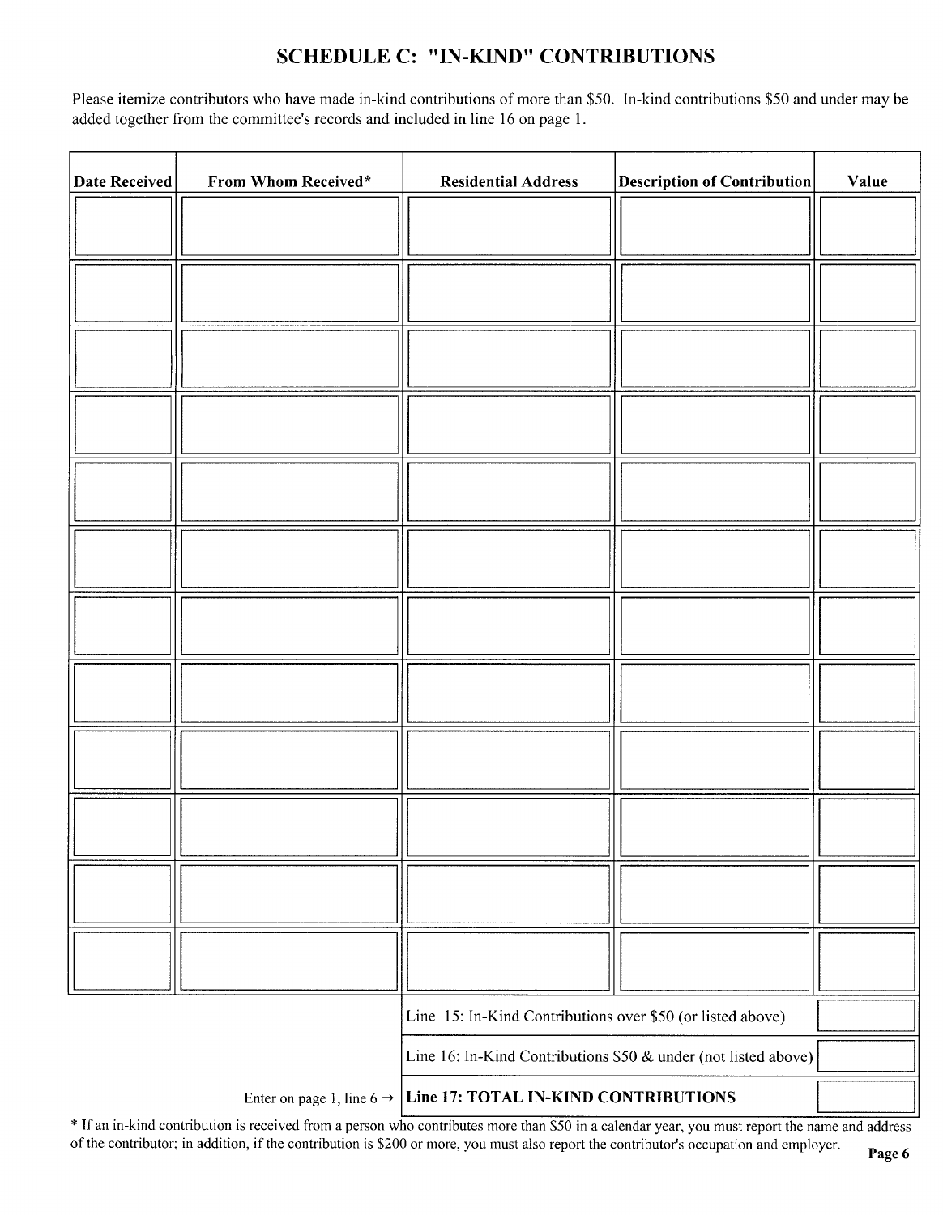## SCHEDULE C: "IN-KIND" CONTRIBUTIONS

Please itemize contributors who have made in-kind contributions of more than $50. In-kind contributions $50 and under may be added together from the committee's records and included in line 16 on page 1.

| Date Received | From Whom Received* | Residential Address | Description of Contribution | Value |
|---|---|---|---|---|
| | | | | |
| | | | | |
| | | | | |
| | | | | |
| | | | | |
| | | | | |
| | | | | |
| | | | | |
| | | | | |
| | | | | |
| | | | | |
| | | | | |
| | | Line 15: In-Kind Contributions over $50 (or listed above) | | |
| | | Line 16: In-Kind Contributions $50 & under (not listed above) | | |
| | Enter on page 1, line 6 → | **Line 17: TOTAL IN-KIND CONTRIBUTIONS** | | |

\* If an in-kind contribution is received from a person who contributes more than $50 in a calendar year, you must report the name and address of the contributor; in addition, if the contribution is $200 or more, you must also report the contributor's occupation and employer.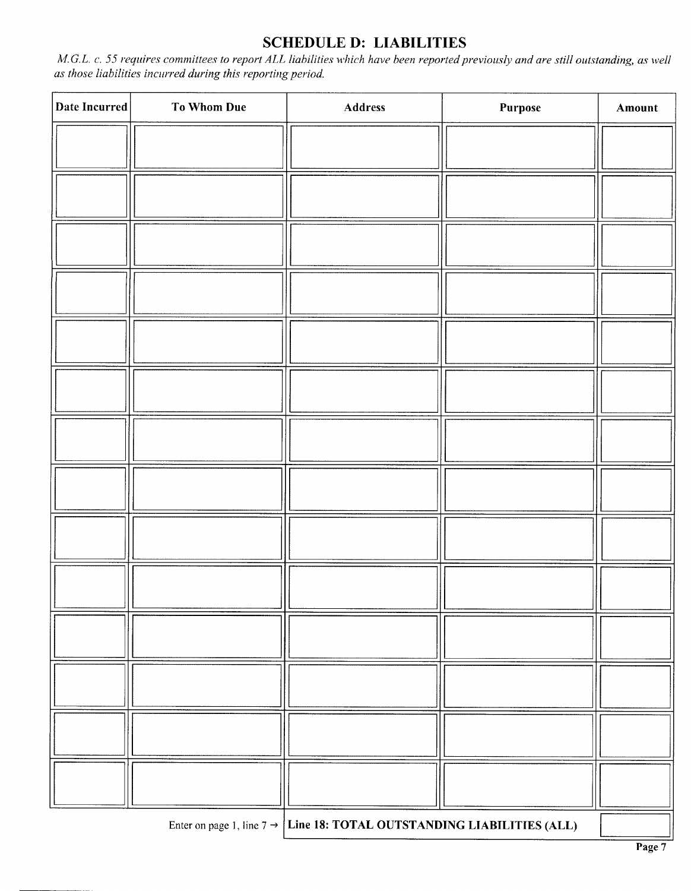## SCHEDULE D: LIABILITIES

*M.G.L. c. 55 requires committees to report ALL liabilities which have been reported previously and are still outstanding, as well as those liabilities incurred during this reporting period.*

| Date Incurred | To Whom Due | Address | Purpose | Amount |
|---|---|---|---|---|
| | | | | |
| | | | | |
| | | | | |
| | | | | |
| | | | | |
| | | | | |
| | | | | |
| | | | | |
| | | | | |
| | | | | |
| | | | | |
| | | | | |
| | | | | |
| | | | | |

Enter on page 1, line 7 → **Line 18: TOTAL OUTSTANDING LIABILITIES (ALL)**